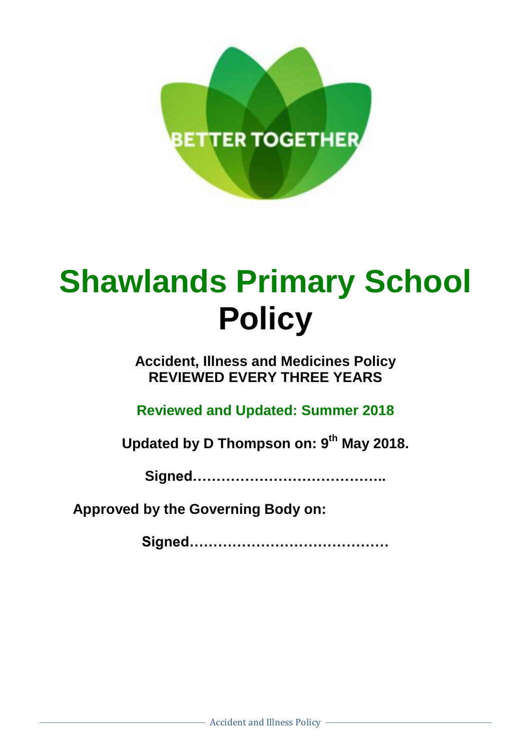# Shawlands Primary School Policy

**Accident, Illness and Medicines Policy**
**REVIEWED EVERY THREE YEARS**

**Reviewed and Updated: Summer 2018**

**Updated by D Thompson on: 9th May 2018.**

**Signed…………………………………..**

**Approved by the Governing Body on:**

**Signed……………………………………**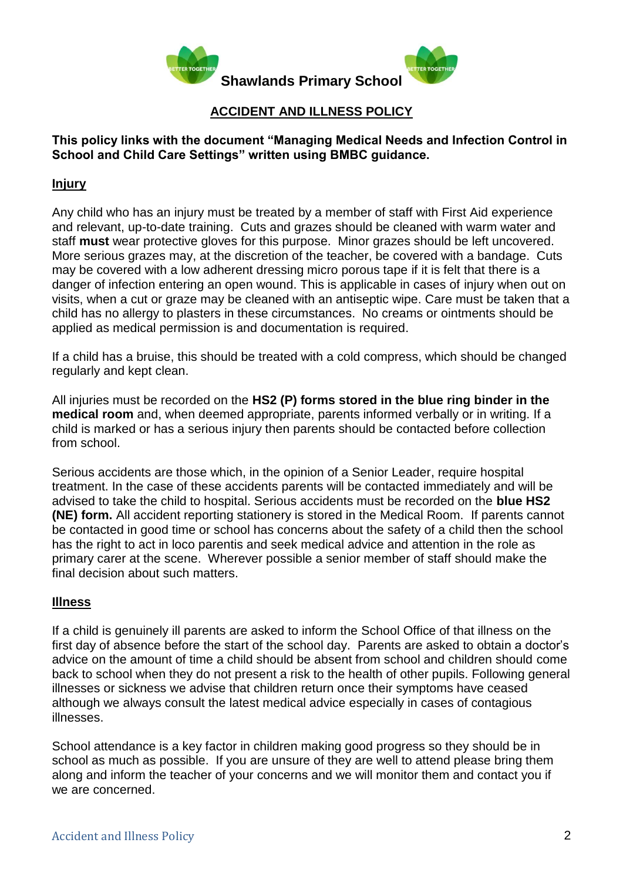**Shawlands Primary School**

## ACCIDENT AND ILLNESS POLICY

**This policy links with the document "Managing Medical Needs and Infection Control in School and Child Care Settings" written using BMBC guidance.**

### Injury

Any child who has an injury must be treated by a member of staff with First Aid experience and relevant, up-to-date training. Cuts and grazes should be cleaned with warm water and staff **must** wear protective gloves for this purpose. Minor grazes should be left uncovered. More serious grazes may, at the discretion of the teacher, be covered with a bandage. Cuts may be covered with a low adherent dressing micro porous tape if it is felt that there is a danger of infection entering an open wound. This is applicable in cases of injury when out on visits, when a cut or graze may be cleaned with an antiseptic wipe. Care must be taken that a child has no allergy to plasters in these circumstances. No creams or ointments should be applied as medical permission is and documentation is required.

If a child has a bruise, this should be treated with a cold compress, which should be changed regularly and kept clean.

All injuries must be recorded on the **HS2 (P) forms stored in the blue ring binder in the medical room** and, when deemed appropriate, parents informed verbally or in writing. If a child is marked or has a serious injury then parents should be contacted before collection from school.

Serious accidents are those which, in the opinion of a Senior Leader, require hospital treatment. In the case of these accidents parents will be contacted immediately and will be advised to take the child to hospital. Serious accidents must be recorded on the **blue HS2 (NE) form.** All accident reporting stationery is stored in the Medical Room. If parents cannot be contacted in good time or school has concerns about the safety of a child then the school has the right to act in loco parentis and seek medical advice and attention in the role as primary carer at the scene. Wherever possible a senior member of staff should make the final decision about such matters.

### Illness

If a child is genuinely ill parents are asked to inform the School Office of that illness on the first day of absence before the start of the school day. Parents are asked to obtain a doctor's advice on the amount of time a child should be absent from school and children should come back to school when they do not present a risk to the health of other pupils. Following general illnesses or sickness we advise that children return once their symptoms have ceased although we always consult the latest medical advice especially in cases of contagious illnesses.

School attendance is a key factor in children making good progress so they should be in school as much as possible. If you are unsure of they are well to attend please bring them along and inform the teacher of your concerns and we will monitor them and contact you if we are concerned.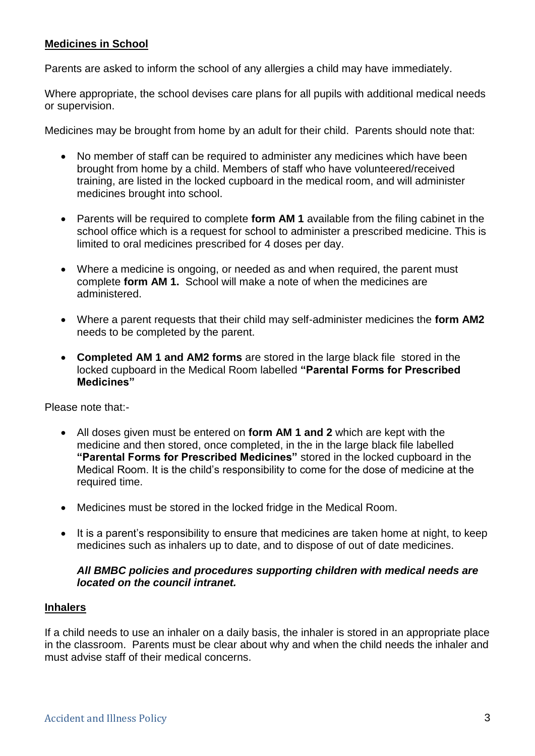## Medicines in School

Parents are asked to inform the school of any allergies a child may have immediately.

Where appropriate, the school devises care plans for all pupils with additional medical needs or supervision.

Medicines may be brought from home by an adult for their child. Parents should note that:

- No member of staff can be required to administer any medicines which have been brought from home by a child. Members of staff who have volunteered/received training, are listed in the locked cupboard in the medical room, and will administer medicines brought into school.
- Parents will be required to complete **form AM 1** available from the filing cabinet in the school office which is a request for school to administer a prescribed medicine. This is limited to oral medicines prescribed for 4 doses per day.
- Where a medicine is ongoing, or needed as and when required, the parent must complete **form AM 1.** School will make a note of when the medicines are administered.
- Where a parent requests that their child may self-administer medicines the **form AM2** needs to be completed by the parent.
- **Completed AM 1 and AM2 forms** are stored in the large black file stored in the locked cupboard in the Medical Room labelled **"Parental Forms for Prescribed Medicines"**

Please note that:-

- All doses given must be entered on **form AM 1 and 2** which are kept with the medicine and then stored, once completed, in the in the large black file labelled **"Parental Forms for Prescribed Medicines"** stored in the locked cupboard in the Medical Room. It is the child's responsibility to come for the dose of medicine at the required time.
- Medicines must be stored in the locked fridge in the Medical Room.
- It is a parent's responsibility to ensure that medicines are taken home at night, to keep medicines such as inhalers up to date, and to dispose of out of date medicines.

***All BMBC policies and procedures supporting children with medical needs are located on the council intranet.***

## Inhalers

If a child needs to use an inhaler on a daily basis, the inhaler is stored in an appropriate place in the classroom. Parents must be clear about why and when the child needs the inhaler and must advise staff of their medical concerns.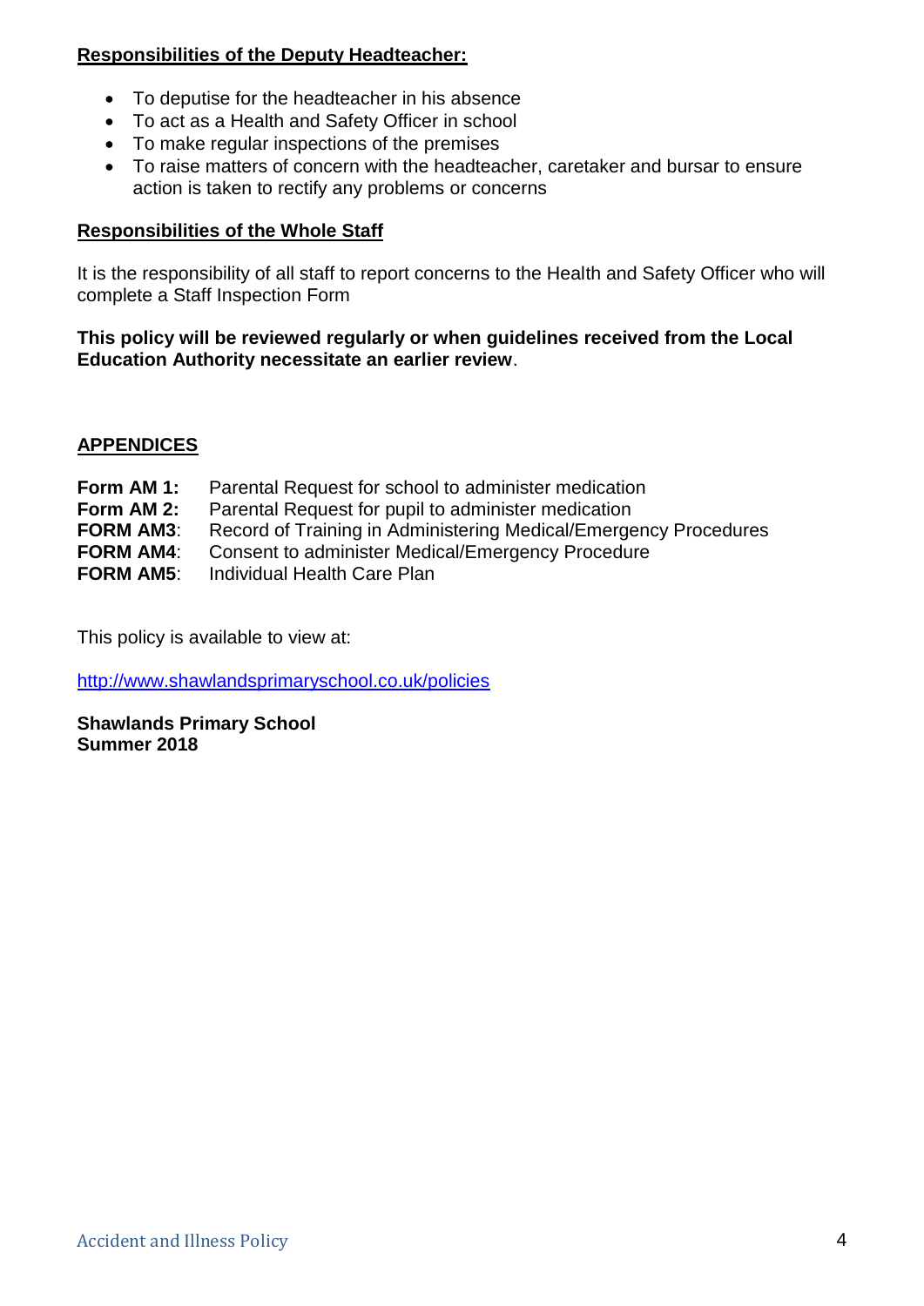**<u>Responsibilities of the Deputy Headteacher:</u>**

- To deputise for the headteacher in his absence
- To act as a Health and Safety Officer in school
- To make regular inspections of the premises
- To raise matters of concern with the headteacher, caretaker and bursar to ensure action is taken to rectify any problems or concerns

**<u>Responsibilities of the Whole Staff</u>**

It is the responsibility of all staff to report concerns to the Health and Safety Officer who will complete a Staff Inspection Form

**This policy will be reviewed regularly or when guidelines received from the Local Education Authority necessitate an earlier review**.

**<u>APPENDICES</u>**

**Form AM 1:** Parental Request for school to administer medication
**Form AM 2:** Parental Request for pupil to administer medication
**FORM AM3**: Record of Training in Administering Medical/Emergency Procedures
**FORM AM4**: Consent to administer Medical/Emergency Procedure
**FORM AM5**: Individual Health Care Plan

This policy is available to view at:

http://www.shawlandsprimaryschool.co.uk/policies

**Shawlands Primary School**
**Summer 2018**